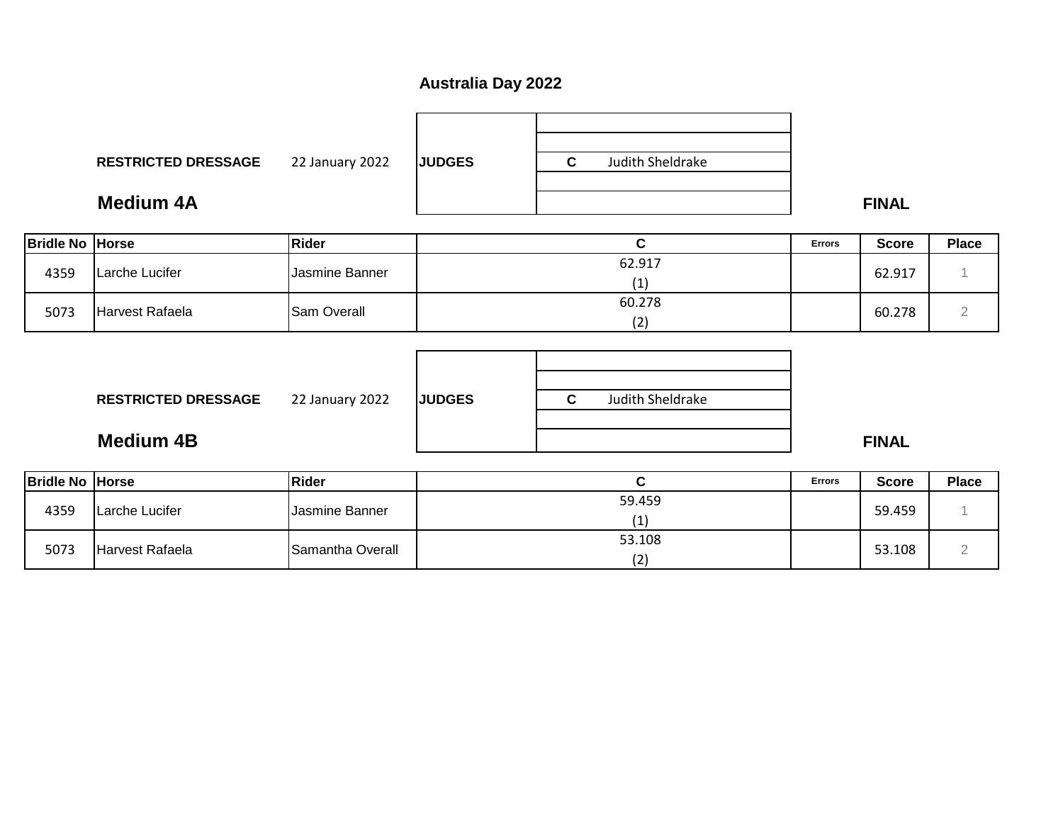# Australia Day 2022

**RESTRICTED DRESSAGE** 22 January 2022

| JUDGES | |
|---|---|
| | |
| | |
| | **C** Judith Sheldrake |
| | |
| | |

## Medium 4A

**FINAL**

| Bridle No | Horse | Rider | C | Errors | Score | Place |
|---|---|---|---|---|---|---|
| 4359 | Larche Lucifer | Jasmine Banner | 62.917 (1) | | 62.917 | 1 |
| 5073 | Harvest Rafaela | Sam Overall | 60.278 (2) | | 60.278 | 2 |

**RESTRICTED DRESSAGE** 22 January 2022

| JUDGES | |
|---|---|
| | |
| | |
| | **C** Judith Sheldrake |
| | |
| | |

## Medium 4B

**FINAL**

| Bridle No | Horse | Rider | C | Errors | Score | Place |
|---|---|---|---|---|---|---|
| 4359 | Larche Lucifer | Jasmine Banner | 59.459 (1) | | 59.459 | 1 |
| 5073 | Harvest Rafaela | Samantha Overall | 53.108 (2) | | 53.108 | 2 |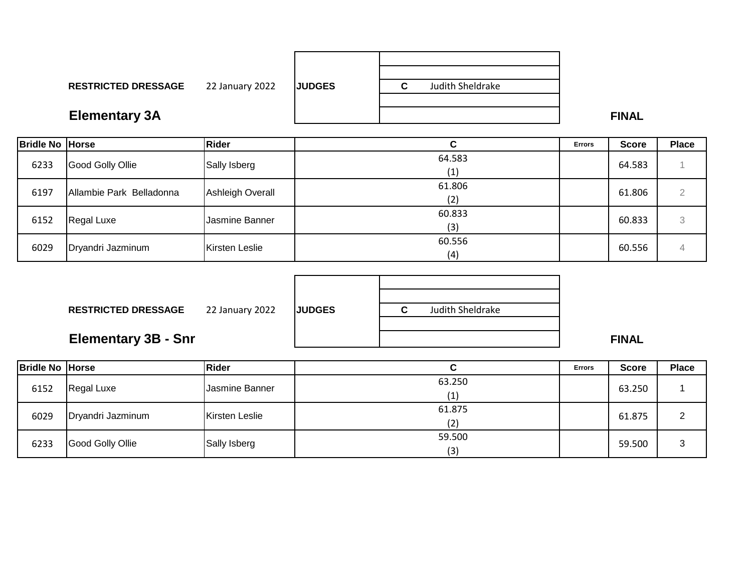**RESTRICTED DRESSAGE** 22 January 2022

| JUDGES | |
|---|---|
| | |
| | |
| | **C** Judith Sheldrake |
| | |
| | |

## Elementary 3A

**FINAL**

| Bridle No | Horse | Rider | C | Errors | Score | Place |
|---|---|---|---|---|---|---|
| 6233 | Good Golly Ollie | Sally Isberg | 64.583 (1) | | 64.583 | 1 |
| 6197 | Allambie Park Belladonna | Ashleigh Overall | 61.806 (2) | | 61.806 | 2 |
| 6152 | Regal Luxe | Jasmine Banner | 60.833 (3) | | 60.833 | 3 |
| 6029 | Dryandri Jazminum | Kirsten Leslie | 60.556 (4) | | 60.556 | 4 |

**RESTRICTED DRESSAGE** 22 January 2022

| JUDGES | |
|---|---|
| | |
| | |
| | **C** Judith Sheldrake |
| | |
| | |

## Elementary 3B - Snr

**FINAL**

| Bridle No | Horse | Rider | C | Errors | Score | Place |
|---|---|---|---|---|---|---|
| 6152 | Regal Luxe | Jasmine Banner | 63.250 (1) | | 63.250 | 1 |
| 6029 | Dryandri Jazminum | Kirsten Leslie | 61.875 (2) | | 61.875 | 2 |
| 6233 | Good Golly Ollie | Sally Isberg | 59.500 (3) | | 59.500 | 3 |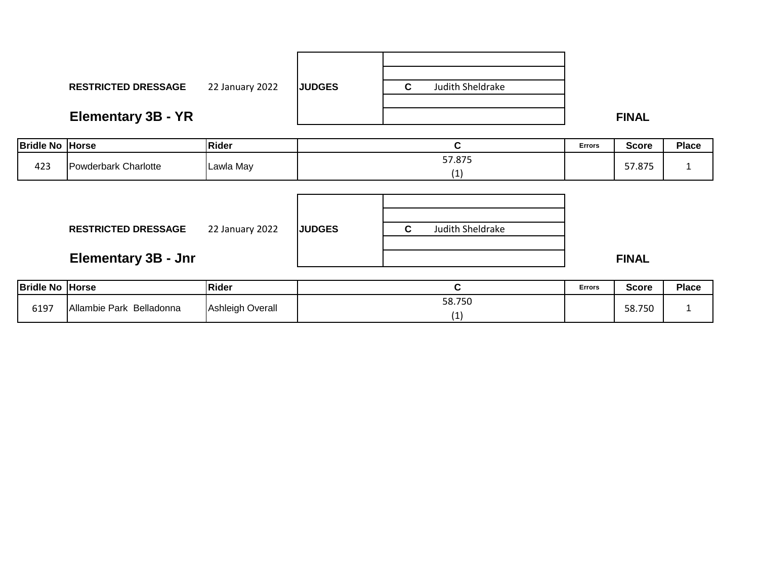**RESTRICTED DRESSAGE** 22 January 2022

| JUDGES | |
|---|---|
| | |
| | |
| | **C** Judith Sheldrake |
| | |
| | |

## Elementary 3B - YR

**FINAL**

| Bridle No | Horse | Rider | C | Errors | Score | Place |
|---|---|---|---|---|---|---|
| 423 | Powderbark Charlotte | Lawla May | 57.875 (1) | | 57.875 | 1 |

**RESTRICTED DRESSAGE** 22 January 2022

| JUDGES | |
|---|---|
| | |
| | |
| | **C** Judith Sheldrake |
| | |
| | |

## Elementary 3B - Jnr

**FINAL**

| Bridle No | Horse | Rider | C | Errors | Score | Place |
|---|---|---|---|---|---|---|
| 6197 | Allambie Park Belladonna | Ashleigh Overall | 58.750 (1) | | 58.750 | 1 |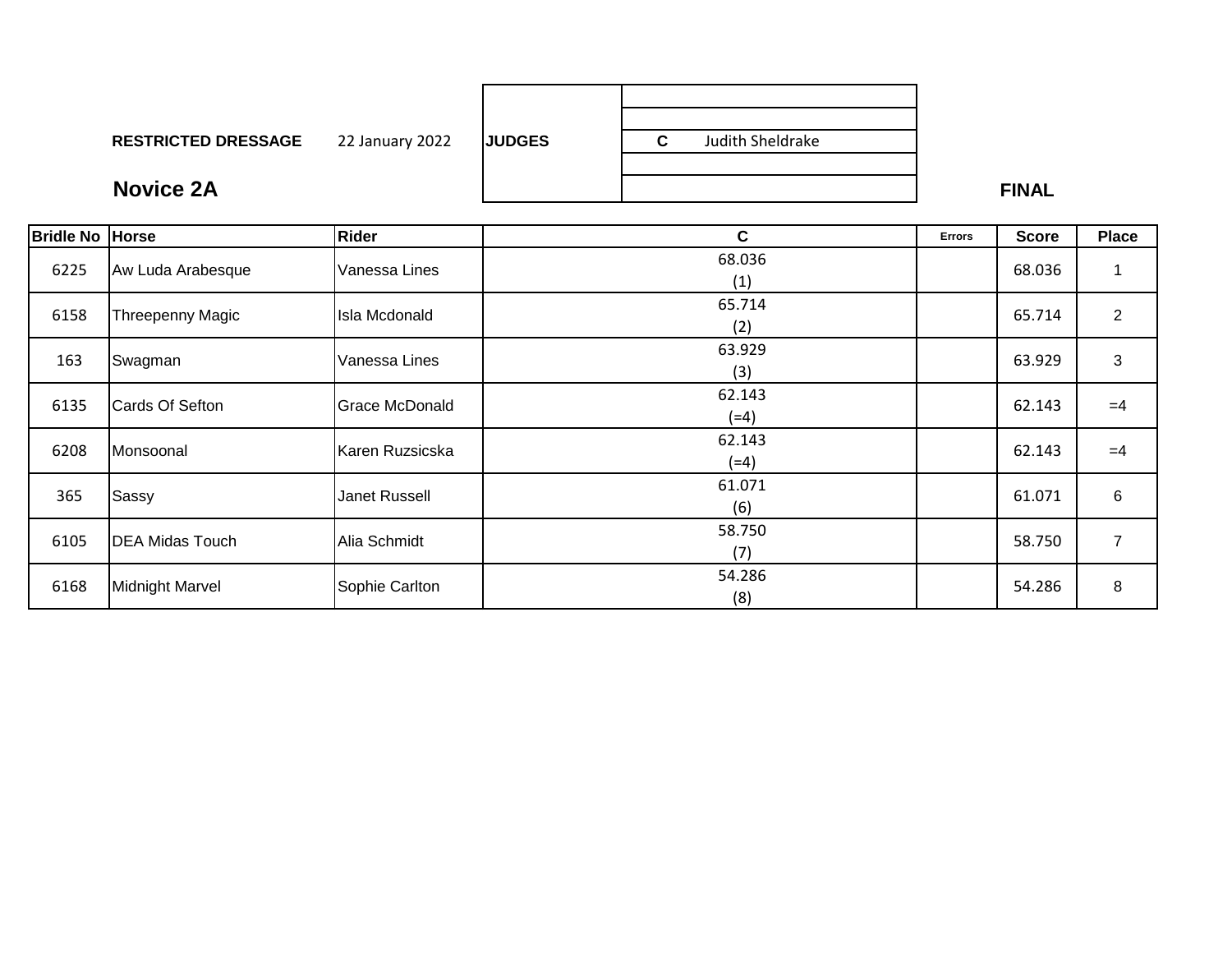**RESTRICTED DRESSAGE** 22 January 2022

| JUDGES | |
|---|---|
| | |
| | |
| | **C** Judith Sheldrake |
| | |
| | |

## Novice 2A

**FINAL**

| Bridle No | Horse | Rider | C | Errors | Score | Place |
|---|---|---|---|---|---|---|
| 6225 | Aw Luda Arabesque | Vanessa Lines | 68.036 (1) | | 68.036 | 1 |
| 6158 | Threepenny Magic | Isla Mcdonald | 65.714 (2) | | 65.714 | 2 |
| 163 | Swagman | Vanessa Lines | 63.929 (3) | | 63.929 | 3 |
| 6135 | Cards Of Sefton | Grace McDonald | 62.143 (=4) | | 62.143 | =4 |
| 6208 | Monsoonal | Karen Ruzsicska | 62.143 (=4) | | 62.143 | =4 |
| 365 | Sassy | Janet Russell | 61.071 (6) | | 61.071 | 6 |
| 6105 | DEA Midas Touch | Alia Schmidt | 58.750 (7) | | 58.750 | 7 |
| 6168 | Midnight Marvel | Sophie Carlton | 54.286 (8) | | 54.286 | 8 |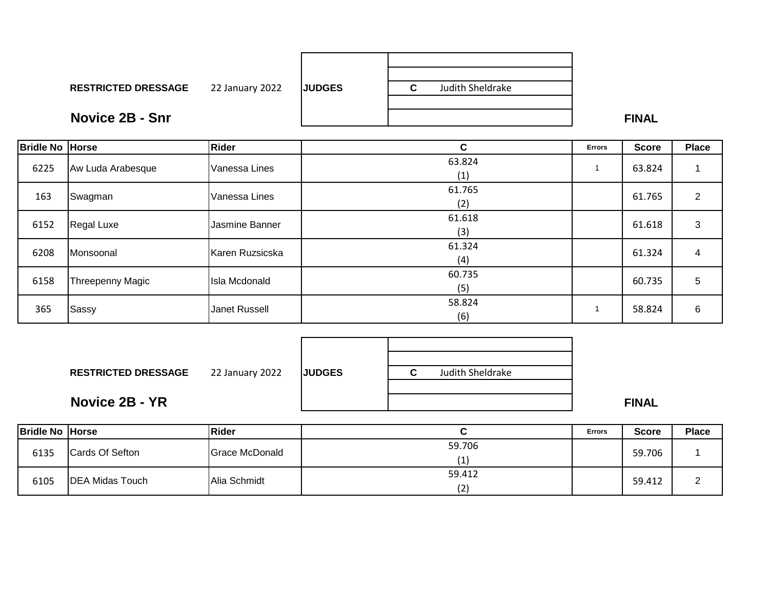**RESTRICTED DRESSAGE** 22 January 2022 **JUDGES** **C** Judith Sheldrake

## Novice 2B - Snr

**FINAL**

| Bridle No | Horse | Rider | C | Errors | Score | Place |
|---|---|---|---|---|---|---|
| 6225 | Aw Luda Arabesque | Vanessa Lines | 63.824 (1) | 1 | 63.824 | 1 |
| 163 | Swagman | Vanessa Lines | 61.765 (2) | | 61.765 | 2 |
| 6152 | Regal Luxe | Jasmine Banner | 61.618 (3) | | 61.618 | 3 |
| 6208 | Monsoonal | Karen Ruzsicska | 61.324 (4) | | 61.324 | 4 |
| 6158 | Threepenny Magic | Isla Mcdonald | 60.735 (5) | | 60.735 | 5 |
| 365 | Sassy | Janet Russell | 58.824 (6) | 1 | 58.824 | 6 |

**RESTRICTED DRESSAGE** 22 January 2022 **JUDGES** **C** Judith Sheldrake

## Novice 2B - YR

**FINAL**

| Bridle No | Horse | Rider | C | Errors | Score | Place |
|---|---|---|---|---|---|---|
| 6135 | Cards Of Sefton | Grace McDonald | 59.706 (1) | | 59.706 | 1 |
| 6105 | DEA Midas Touch | Alia Schmidt | 59.412 (2) | | 59.412 | 2 |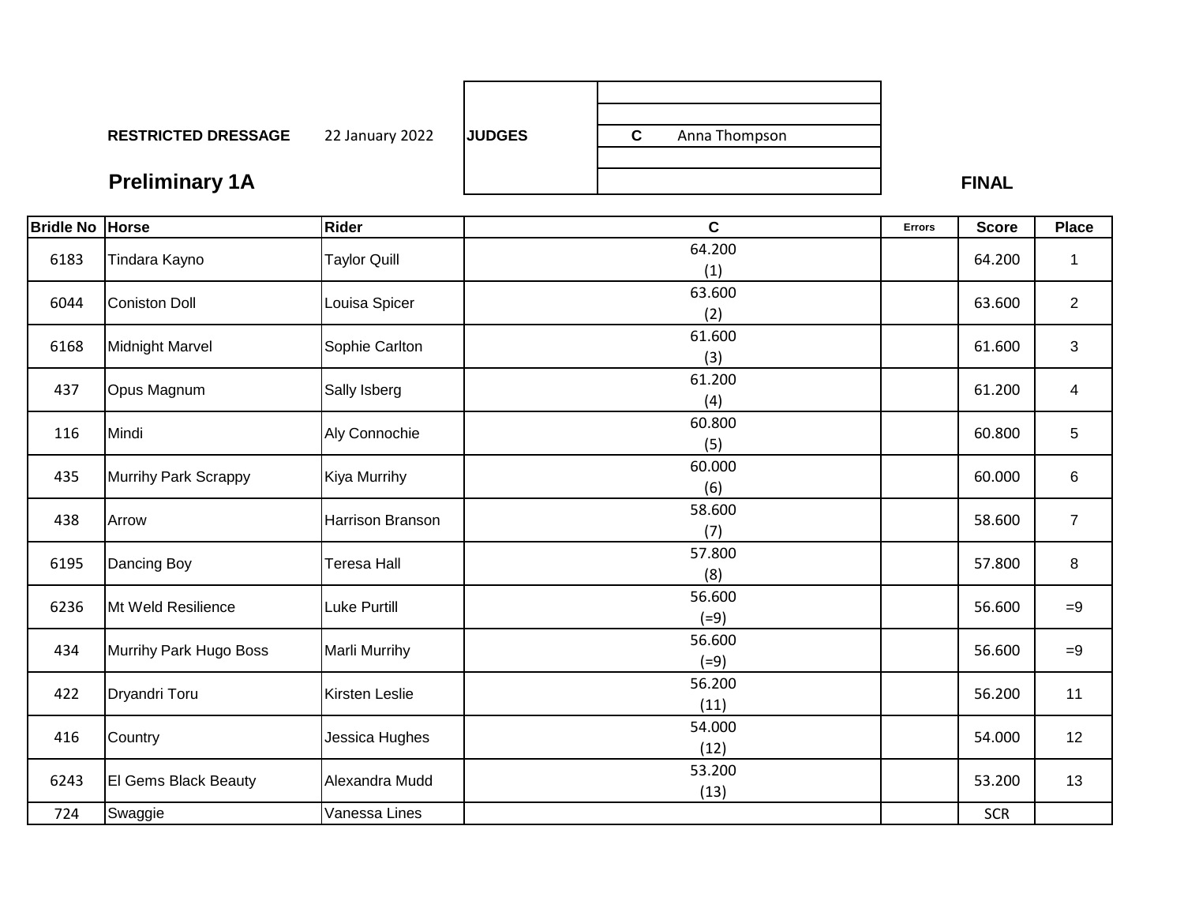**RESTRICTED DRESSAGE** 22 January 2022

| JUDGES | |
|---|---|
| | |
| | |
| | **C** Anna Thompson |
| | |
| | |

## Preliminary 1A

**FINAL**

| Bridle No | Horse | Rider | C | Errors | Score | Place |
|---|---|---|---|---|---|---|
| 6183 | Tindara Kayno | Taylor Quill | 64.200 (1) | | 64.200 | 1 |
| 6044 | Coniston Doll | Louisa Spicer | 63.600 (2) | | 63.600 | 2 |
| 6168 | Midnight Marvel | Sophie Carlton | 61.600 (3) | | 61.600 | 3 |
| 437 | Opus Magnum | Sally Isberg | 61.200 (4) | | 61.200 | 4 |
| 116 | Mindi | Aly Connochie | 60.800 (5) | | 60.800 | 5 |
| 435 | Murrihy Park Scrappy | Kiya Murrihy | 60.000 (6) | | 60.000 | 6 |
| 438 | Arrow | Harrison Branson | 58.600 (7) | | 58.600 | 7 |
| 6195 | Dancing Boy | Teresa Hall | 57.800 (8) | | 57.800 | 8 |
| 6236 | Mt Weld Resilience | Luke Purtill | 56.600 (=9) | | 56.600 | =9 |
| 434 | Murrihy Park Hugo Boss | Marli Murrihy | 56.600 (=9) | | 56.600 | =9 |
| 422 | Dryandri Toru | Kirsten Leslie | 56.200 (11) | | 56.200 | 11 |
| 416 | Country | Jessica Hughes | 54.000 (12) | | 54.000 | 12 |
| 6243 | El Gems Black Beauty | Alexandra Mudd | 53.200 (13) | | 53.200 | 13 |
| 724 | Swaggie | Vanessa Lines | | | SCR | |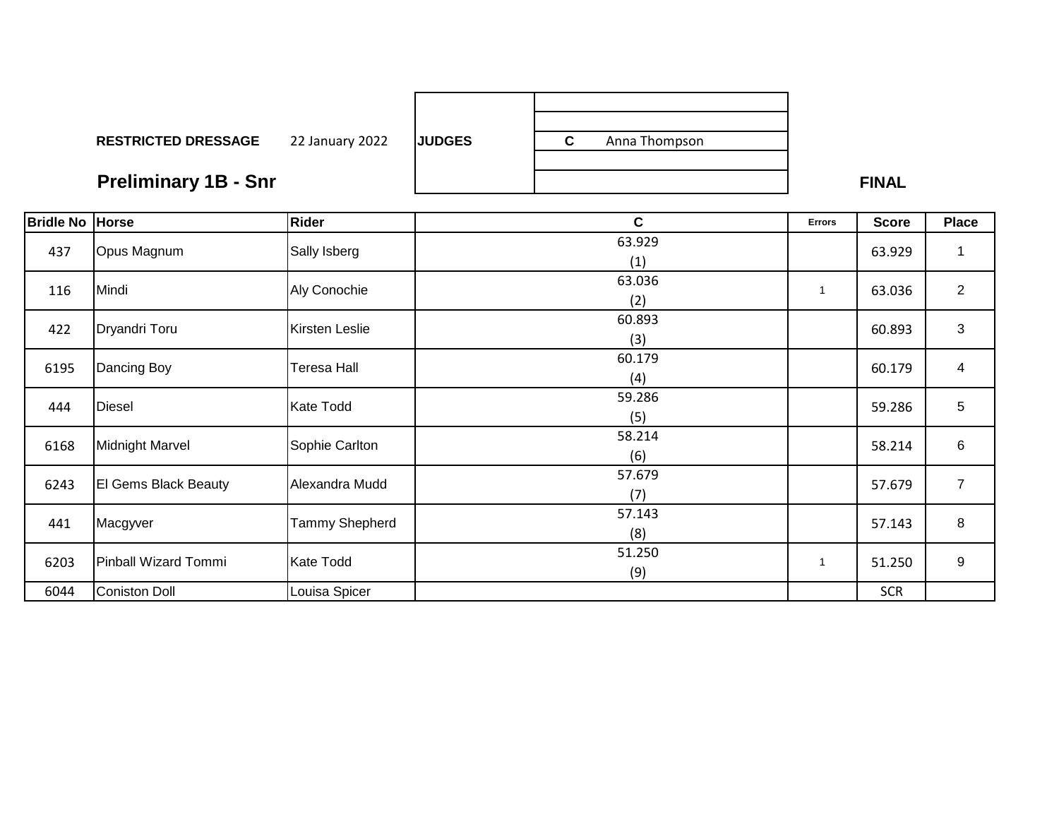**RESTRICTED DRESSAGE** 22 January 2022

| JUDGES | |
|---|---|
| | |
| | |
| | **C** Anna Thompson |
| | |
| | |

## Preliminary 1B - Snr

**FINAL**

| Bridle No | Horse | Rider | C | Errors | Score | Place |
|---|---|---|---|---|---|---|
| 437 | Opus Magnum | Sally Isberg | 63.929 (1) | | 63.929 | 1 |
| 116 | Mindi | Aly Conochie | 63.036 (2) | 1 | 63.036 | 2 |
| 422 | Dryandri Toru | Kirsten Leslie | 60.893 (3) | | 60.893 | 3 |
| 6195 | Dancing Boy | Teresa Hall | 60.179 (4) | | 60.179 | 4 |
| 444 | Diesel | Kate Todd | 59.286 (5) | | 59.286 | 5 |
| 6168 | Midnight Marvel | Sophie Carlton | 58.214 (6) | | 58.214 | 6 |
| 6243 | El Gems Black Beauty | Alexandra Mudd | 57.679 (7) | | 57.679 | 7 |
| 441 | Macgyver | Tammy Shepherd | 57.143 (8) | | 57.143 | 8 |
| 6203 | Pinball Wizard Tommi | Kate Todd | 51.250 (9) | 1 | 51.250 | 9 |
| 6044 | Coniston Doll | Louisa Spicer | | | SCR | |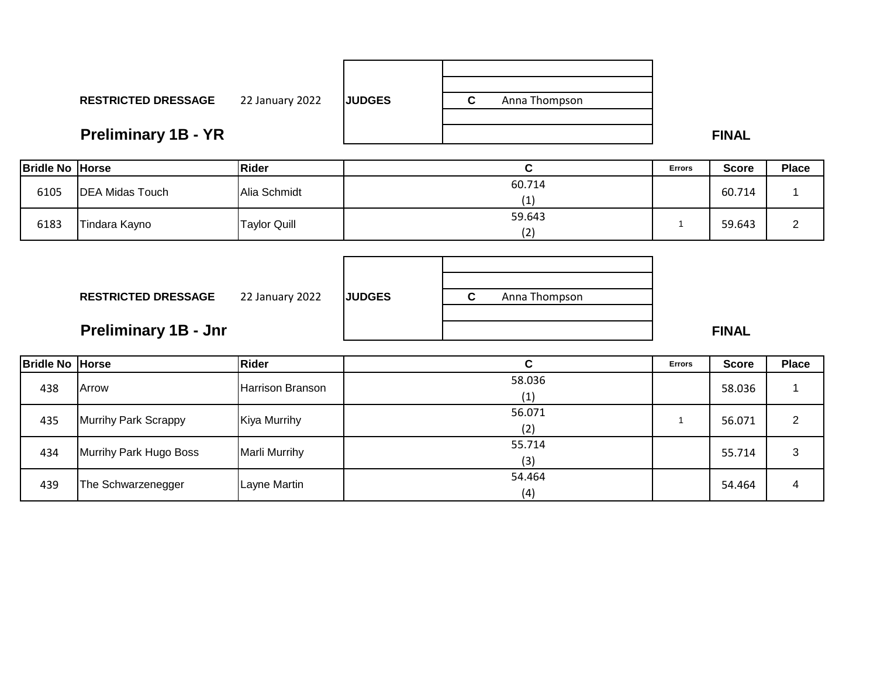**RESTRICTED DRESSAGE** 22 January 2022 **JUDGES** **C** Anna Thompson

## Preliminary 1B - YR

**FINAL**

| Bridle No | Horse | Rider | C | Errors | Score | Place |
|---|---|---|---|---|---|---|
| 6105 | DEA Midas Touch | Alia Schmidt | 60.714 (1) | | 60.714 | 1 |
| 6183 | Tindara Kayno | Taylor Quill | 59.643 (2) | 1 | 59.643 | 2 |

**RESTRICTED DRESSAGE** 22 January 2022 **JUDGES** **C** Anna Thompson

## Preliminary 1B - Jnr

**FINAL**

| Bridle No | Horse | Rider | C | Errors | Score | Place |
|---|---|---|---|---|---|---|
| 438 | Arrow | Harrison Branson | 58.036 (1) | | 58.036 | 1 |
| 435 | Murrihy Park Scrappy | Kiya Murrihy | 56.071 (2) | 1 | 56.071 | 2 |
| 434 | Murrihy Park Hugo Boss | Marli Murrihy | 55.714 (3) | | 55.714 | 3 |
| 439 | The Schwarzenegger | Layne Martin | 54.464 (4) | | 54.464 | 4 |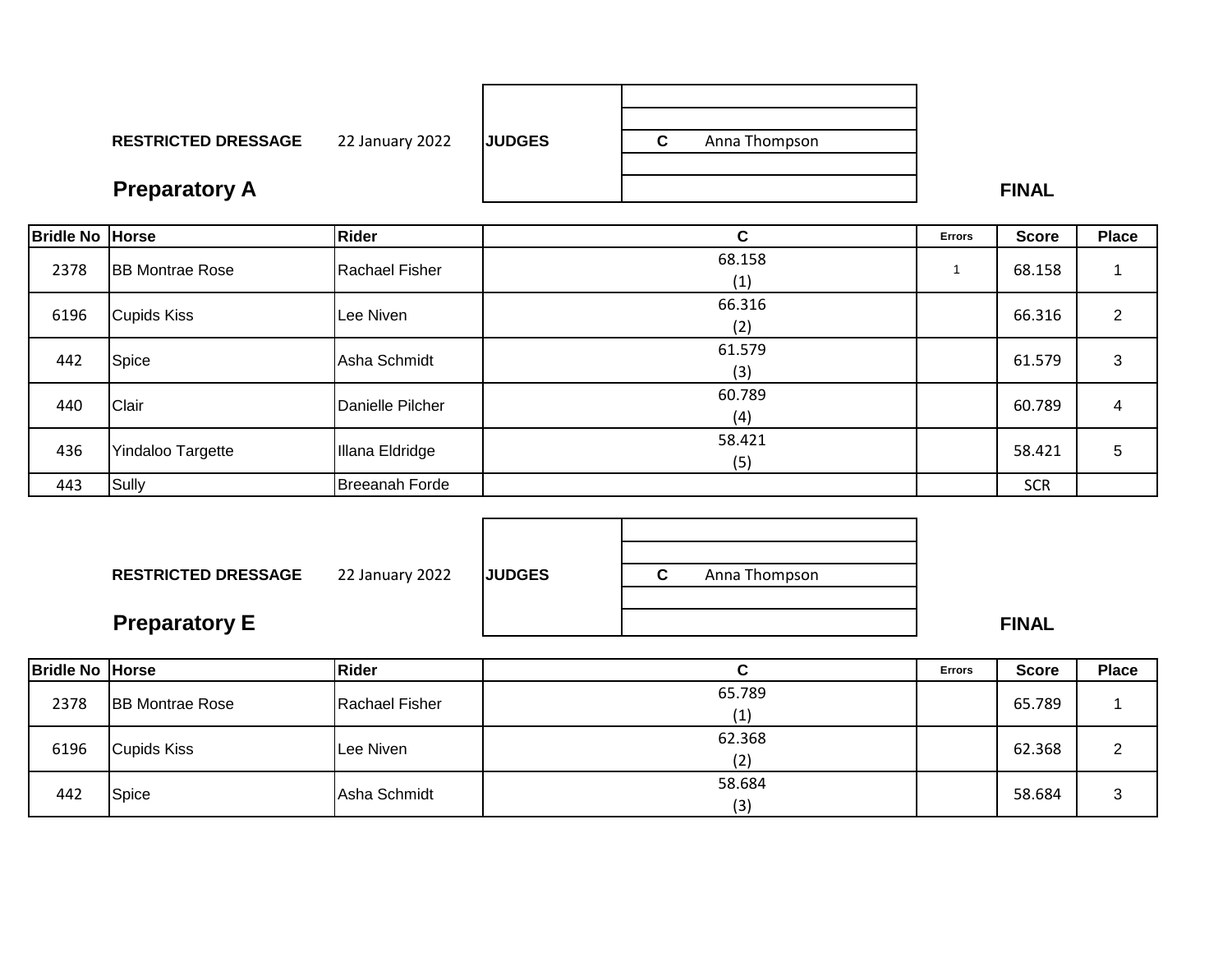**RESTRICTED DRESSAGE** 22 January 2022

## Preparatory A

| JUDGES | |
|---|---|
| | |
| | |
| C | Anna Thompson |
| | |
| | |

**FINAL**

| Bridle No | Horse | Rider | C | Errors | Score | Place |
|---|---|---|---|---|---|---|
| 2378 | BB Montrae Rose | Rachael Fisher | 68.158 (1) | 1 | 68.158 | 1 |
| 6196 | Cupids Kiss | Lee Niven | 66.316 (2) | | 66.316 | 2 |
| 442 | Spice | Asha Schmidt | 61.579 (3) | | 61.579 | 3 |
| 440 | Clair | Danielle Pilcher | 60.789 (4) | | 60.789 | 4 |
| 436 | Yindaloo Targette | Illana Eldridge | 58.421 (5) | | 58.421 | 5 |
| 443 | Sully | Breeanah Forde | | | SCR | |

**RESTRICTED DRESSAGE** 22 January 2022

## Preparatory E

| JUDGES | |
|---|---|
| | |
| | |
| C | Anna Thompson |
| | |
| | |

**FINAL**

| Bridle No | Horse | Rider | C | Errors | Score | Place |
|---|---|---|---|---|---|---|
| 2378 | BB Montrae Rose | Rachael Fisher | 65.789 (1) | | 65.789 | 1 |
| 6196 | Cupids Kiss | Lee Niven | 62.368 (2) | | 62.368 | 2 |
| 442 | Spice | Asha Schmidt | 58.684 (3) | | 58.684 | 3 |